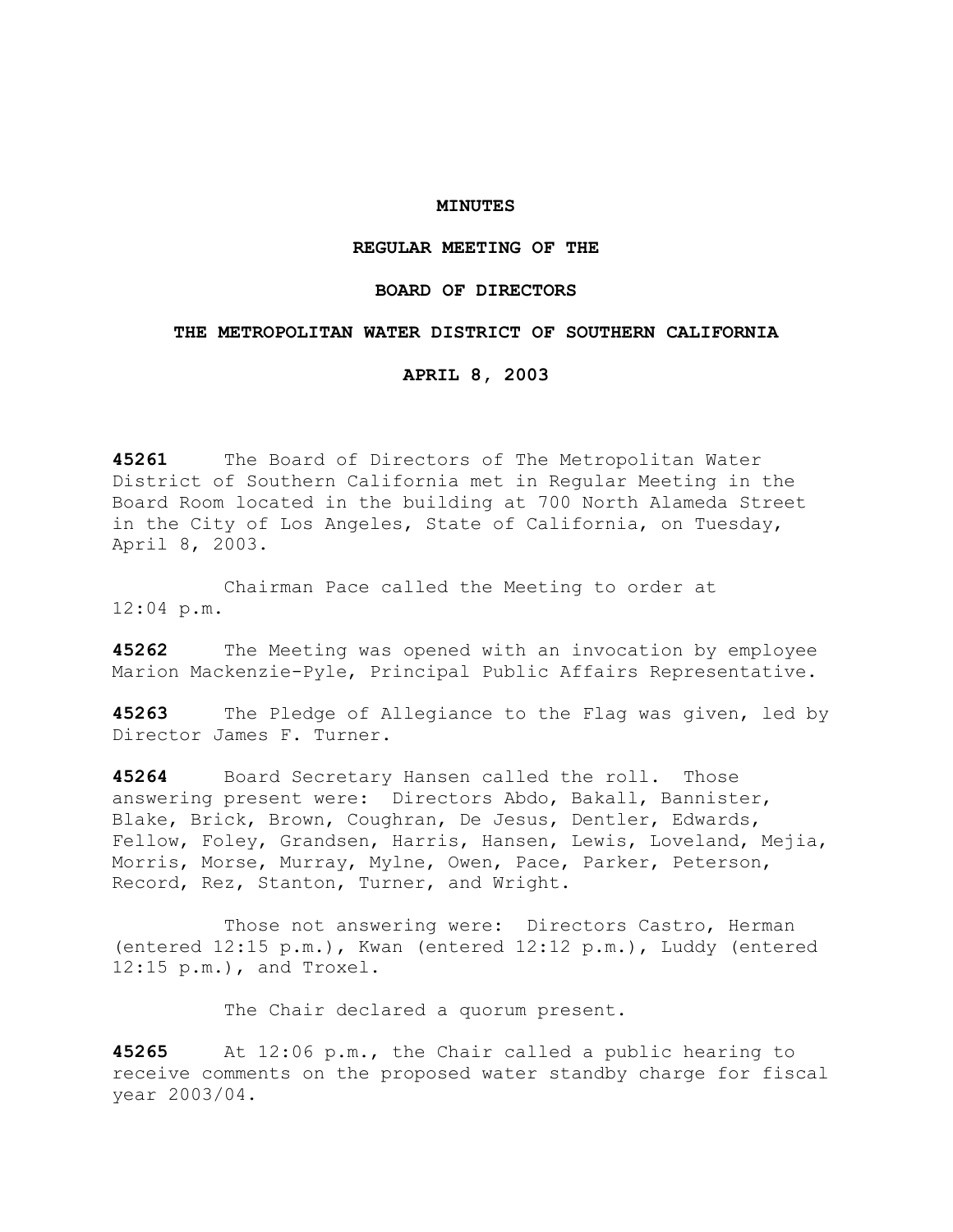# MINUTES

## REGULAR MEETING OF THE

## BOARD OF DIRECTORS

## THE METROPOLITAN WATER DISTRICT OF SOUTHERN CALIFORNIA

## APRIL 8, 2003

**45261** The Board of Directors of The Metropolitan Water District of Southern California met in Regular Meeting in the Board Room located in the building at 700 North Alameda Street in the City of Los Angeles, State of California, on Tuesday, April 8, 2003.

Chairman Pace called the Meeting to order at 12:04 p.m.

**45262** The Meeting was opened with an invocation by employee Marion Mackenzie-Pyle, Principal Public Affairs Representative.

**45263** The Pledge of Allegiance to the Flag was given, led by Director James F. Turner.

**45264** Board Secretary Hansen called the roll. Those answering present were: Directors Abdo, Bakall, Bannister, Blake, Brick, Brown, Coughran, De Jesus, Dentler, Edwards, Fellow, Foley, Grandsen, Harris, Hansen, Lewis, Loveland, Mejia, Morris, Morse, Murray, Mylne, Owen, Pace, Parker, Peterson, Record, Rez, Stanton, Turner, and Wright.

Those not answering were: Directors Castro, Herman (entered 12:15 p.m.), Kwan (entered 12:12 p.m.), Luddy (entered 12:15 p.m.), and Troxel.

The Chair declared a quorum present.

**45265** At 12:06 p.m., the Chair called a public hearing to receive comments on the proposed water standby charge for fiscal year 2003/04.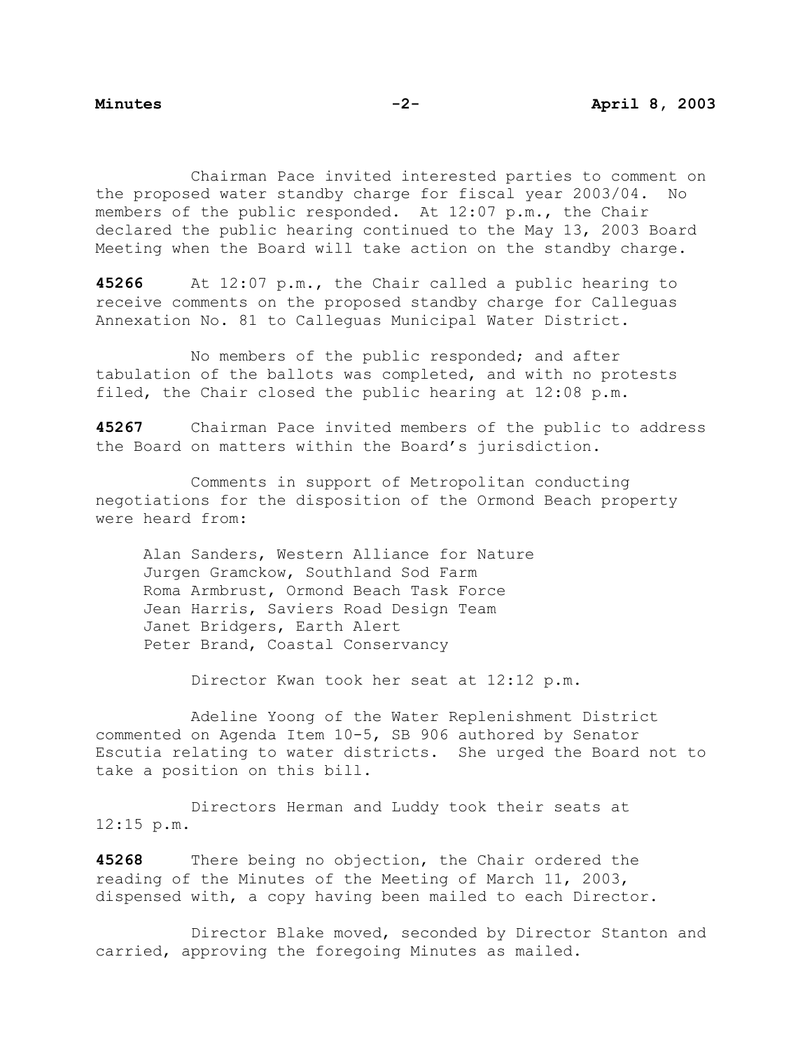Chairman Pace invited interested parties to comment on the proposed water standby charge for fiscal year 2003/04. No members of the public responded. At 12:07 p.m., the Chair declared the public hearing continued to the May 13, 2003 Board Meeting when the Board will take action on the standby charge.

**45266** At 12:07 p.m., the Chair called a public hearing to receive comments on the proposed standby charge for Calleguas Annexation No. 81 to Calleguas Municipal Water District.

No members of the public responded; and after tabulation of the ballots was completed, and with no protests filed, the Chair closed the public hearing at 12:08 p.m.

**45267** Chairman Pace invited members of the public to address the Board on matters within the Board's jurisdiction.

Comments in support of Metropolitan conducting negotiations for the disposition of the Ormond Beach property were heard from:

Alan Sanders, Western Alliance for Nature
Jurgen Gramckow, Southland Sod Farm
Roma Armbrust, Ormond Beach Task Force
Jean Harris, Saviers Road Design Team
Janet Bridgers, Earth Alert
Peter Brand, Coastal Conservancy

Director Kwan took her seat at 12:12 p.m.

Adeline Yoong of the Water Replenishment District commented on Agenda Item 10-5, SB 906 authored by Senator Escutia relating to water districts. She urged the Board not to take a position on this bill.

Directors Herman and Luddy took their seats at 12:15 p.m.

**45268** There being no objection, the Chair ordered the reading of the Minutes of the Meeting of March 11, 2003, dispensed with, a copy having been mailed to each Director.

Director Blake moved, seconded by Director Stanton and carried, approving the foregoing Minutes as mailed.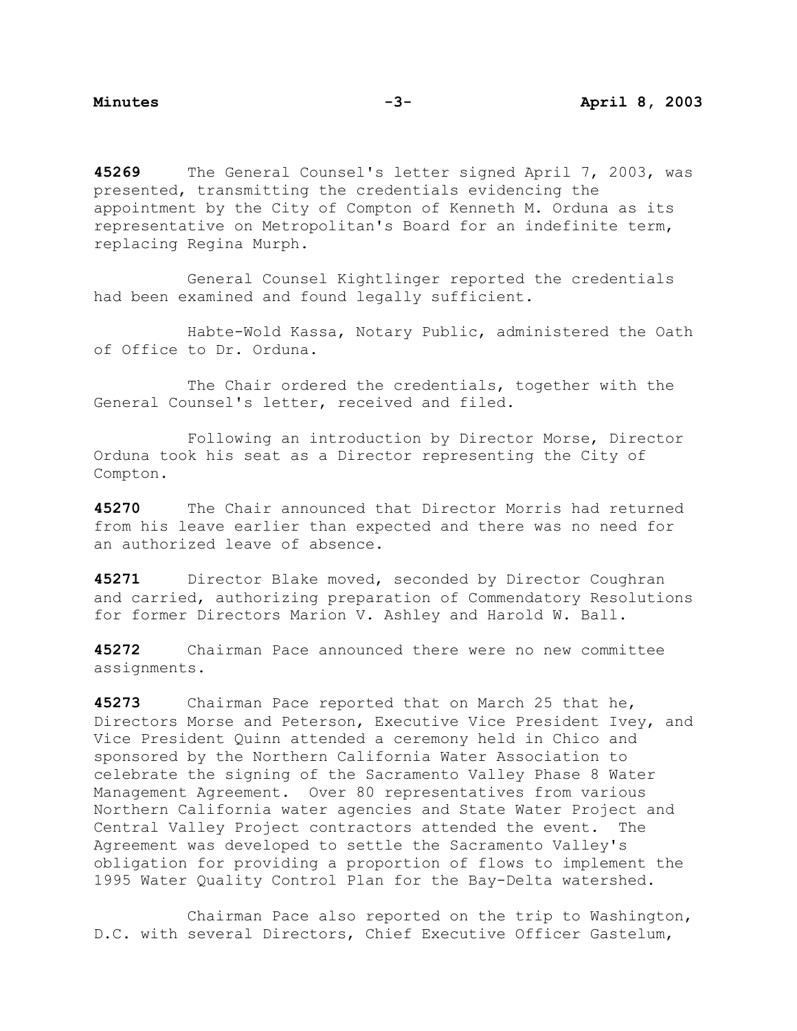**45269** The General Counsel's letter signed April 7, 2003, was presented, transmitting the credentials evidencing the appointment by the City of Compton of Kenneth M. Orduna as its representative on Metropolitan's Board for an indefinite term, replacing Regina Murph.

General Counsel Kightlinger reported the credentials had been examined and found legally sufficient.

Habte-Wold Kassa, Notary Public, administered the Oath of Office to Dr. Orduna.

The Chair ordered the credentials, together with the General Counsel's letter, received and filed.

Following an introduction by Director Morse, Director Orduna took his seat as a Director representing the City of Compton.

**45270** The Chair announced that Director Morris had returned from his leave earlier than expected and there was no need for an authorized leave of absence.

**45271** Director Blake moved, seconded by Director Coughran and carried, authorizing preparation of Commendatory Resolutions for former Directors Marion V. Ashley and Harold W. Ball.

**45272** Chairman Pace announced there were no new committee assignments.

**45273** Chairman Pace reported that on March 25 that he, Directors Morse and Peterson, Executive Vice President Ivey, and Vice President Quinn attended a ceremony held in Chico and sponsored by the Northern California Water Association to celebrate the signing of the Sacramento Valley Phase 8 Water Management Agreement. Over 80 representatives from various Northern California water agencies and State Water Project and Central Valley Project contractors attended the event. The Agreement was developed to settle the Sacramento Valley's obligation for providing a proportion of flows to implement the 1995 Water Quality Control Plan for the Bay-Delta watershed.

Chairman Pace also reported on the trip to Washington, D.C. with several Directors, Chief Executive Officer Gastelum,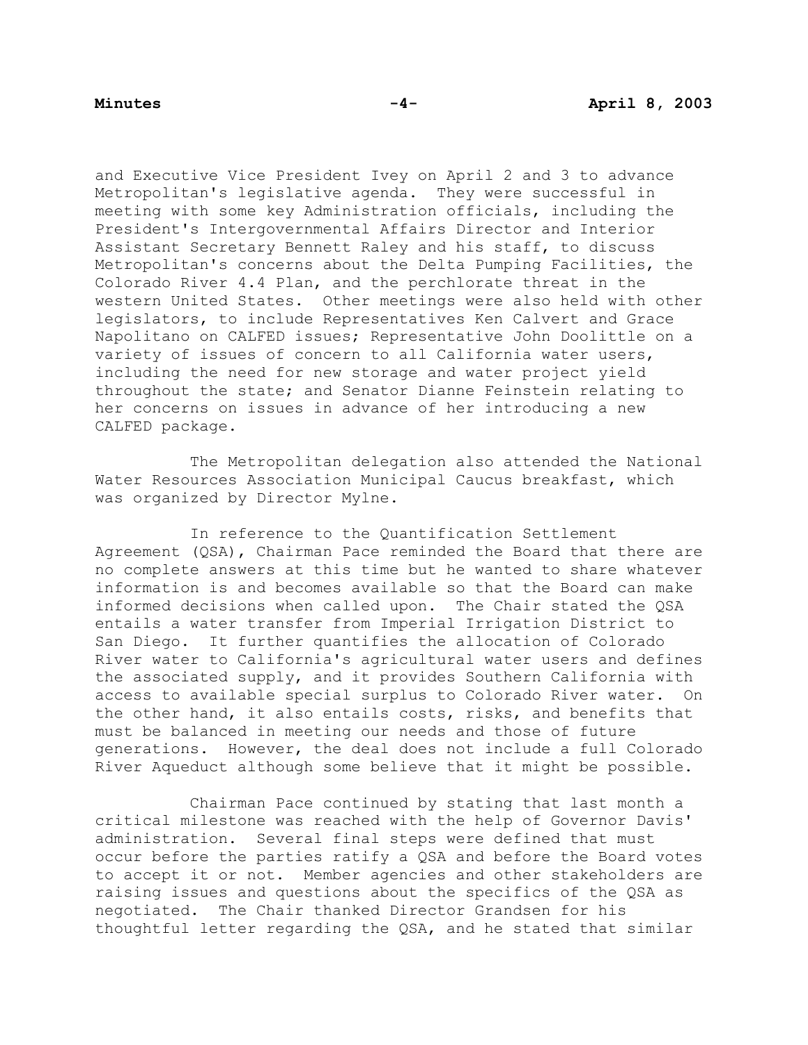and Executive Vice President Ivey on April 2 and 3 to advance Metropolitan's legislative agenda. They were successful in meeting with some key Administration officials, including the President's Intergovernmental Affairs Director and Interior Assistant Secretary Bennett Raley and his staff, to discuss Metropolitan's concerns about the Delta Pumping Facilities, the Colorado River 4.4 Plan, and the perchlorate threat in the western United States. Other meetings were also held with other legislators, to include Representatives Ken Calvert and Grace Napolitano on CALFED issues; Representative John Doolittle on a variety of issues of concern to all California water users, including the need for new storage and water project yield throughout the state; and Senator Dianne Feinstein relating to her concerns on issues in advance of her introducing a new CALFED package.

The Metropolitan delegation also attended the National Water Resources Association Municipal Caucus breakfast, which was organized by Director Mylne.

In reference to the Quantification Settlement Agreement (QSA), Chairman Pace reminded the Board that there are no complete answers at this time but he wanted to share whatever information is and becomes available so that the Board can make informed decisions when called upon. The Chair stated the QSA entails a water transfer from Imperial Irrigation District to San Diego. It further quantifies the allocation of Colorado River water to California's agricultural water users and defines the associated supply, and it provides Southern California with access to available special surplus to Colorado River water. On the other hand, it also entails costs, risks, and benefits that must be balanced in meeting our needs and those of future generations. However, the deal does not include a full Colorado River Aqueduct although some believe that it might be possible.

Chairman Pace continued by stating that last month a critical milestone was reached with the help of Governor Davis' administration. Several final steps were defined that must occur before the parties ratify a QSA and before the Board votes to accept it or not. Member agencies and other stakeholders are raising issues and questions about the specifics of the QSA as negotiated. The Chair thanked Director Grandsen for his thoughtful letter regarding the QSA, and he stated that similar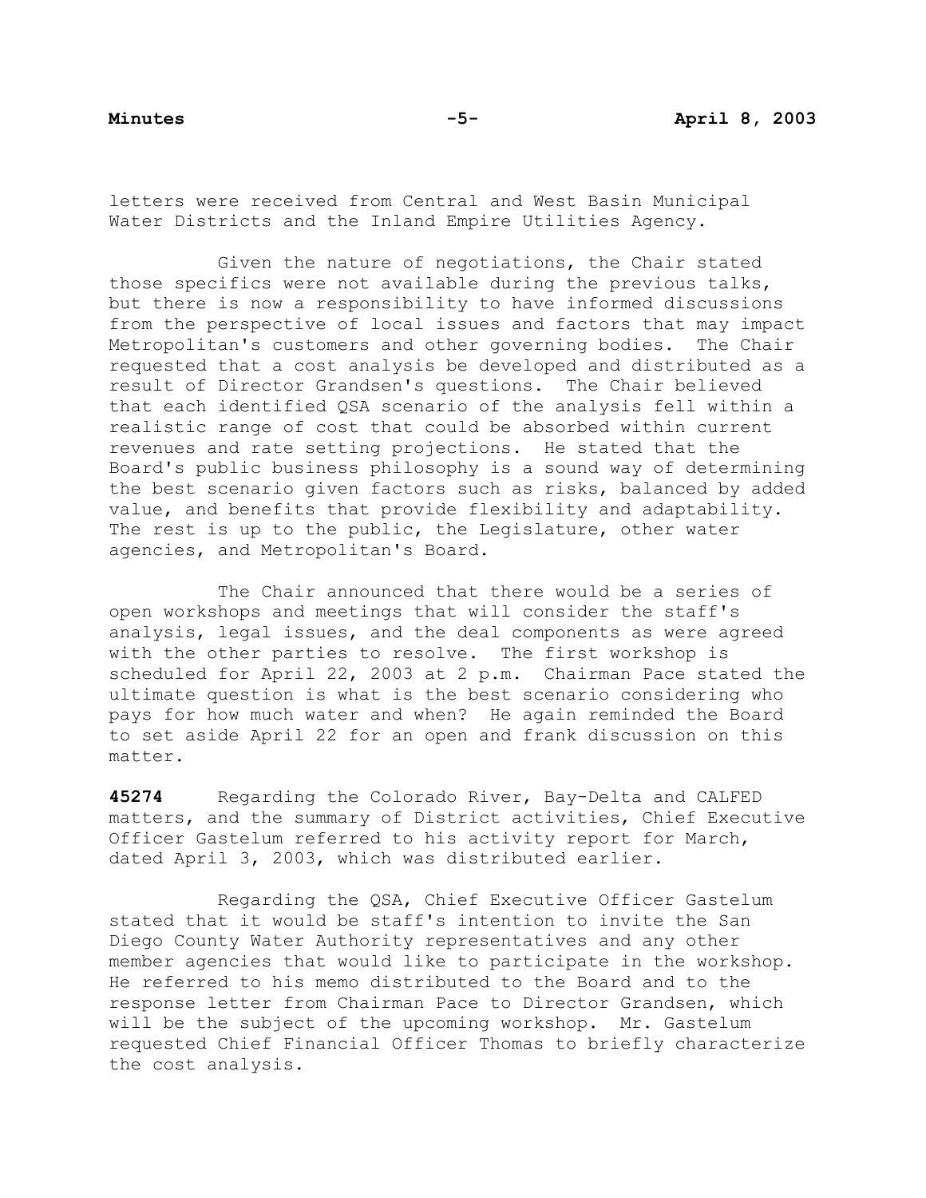letters were received from Central and West Basin Municipal Water Districts and the Inland Empire Utilities Agency.

Given the nature of negotiations, the Chair stated those specifics were not available during the previous talks, but there is now a responsibility to have informed discussions from the perspective of local issues and factors that may impact Metropolitan's customers and other governing bodies. The Chair requested that a cost analysis be developed and distributed as a result of Director Grandsen's questions. The Chair believed that each identified QSA scenario of the analysis fell within a realistic range of cost that could be absorbed within current revenues and rate setting projections. He stated that the Board's public business philosophy is a sound way of determining the best scenario given factors such as risks, balanced by added value, and benefits that provide flexibility and adaptability. The rest is up to the public, the Legislature, other water agencies, and Metropolitan's Board.

The Chair announced that there would be a series of open workshops and meetings that will consider the staff's analysis, legal issues, and the deal components as were agreed with the other parties to resolve. The first workshop is scheduled for April 22, 2003 at 2 p.m. Chairman Pace stated the ultimate question is what is the best scenario considering who pays for how much water and when? He again reminded the Board to set aside April 22 for an open and frank discussion on this matter.

**45274** Regarding the Colorado River, Bay-Delta and CALFED matters, and the summary of District activities, Chief Executive Officer Gastelum referred to his activity report for March, dated April 3, 2003, which was distributed earlier.

Regarding the QSA, Chief Executive Officer Gastelum stated that it would be staff's intention to invite the San Diego County Water Authority representatives and any other member agencies that would like to participate in the workshop. He referred to his memo distributed to the Board and to the response letter from Chairman Pace to Director Grandsen, which will be the subject of the upcoming workshop. Mr. Gastelum requested Chief Financial Officer Thomas to briefly characterize the cost analysis.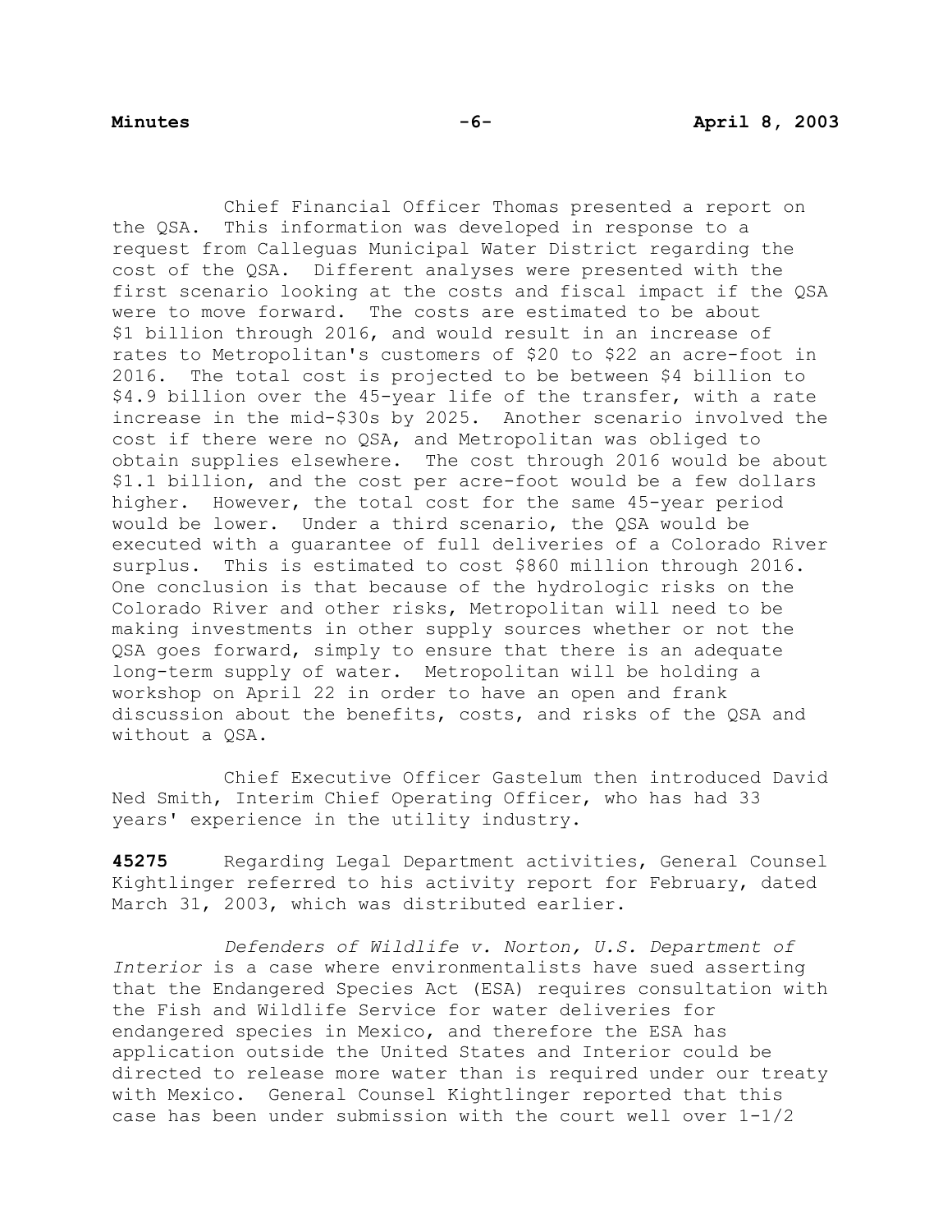Chief Financial Officer Thomas presented a report on the QSA. This information was developed in response to a request from Calleguas Municipal Water District regarding the cost of the QSA. Different analyses were presented with the first scenario looking at the costs and fiscal impact if the QSA were to move forward. The costs are estimated to be about $1 billion through 2016, and would result in an increase of rates to Metropolitan's customers of $20 to $22 an acre-foot in 2016. The total cost is projected to be between $4 billion to $4.9 billion over the 45-year life of the transfer, with a rate increase in the mid-$30s by 2025. Another scenario involved the cost if there were no QSA, and Metropolitan was obliged to obtain supplies elsewhere. The cost through 2016 would be about $1.1 billion, and the cost per acre-foot would be a few dollars higher. However, the total cost for the same 45-year period would be lower. Under a third scenario, the QSA would be executed with a guarantee of full deliveries of a Colorado River surplus. This is estimated to cost $860 million through 2016. One conclusion is that because of the hydrologic risks on the Colorado River and other risks, Metropolitan will need to be making investments in other supply sources whether or not the QSA goes forward, simply to ensure that there is an adequate long-term supply of water. Metropolitan will be holding a workshop on April 22 in order to have an open and frank discussion about the benefits, costs, and risks of the QSA and without a QSA.

Chief Executive Officer Gastelum then introduced David Ned Smith, Interim Chief Operating Officer, who has had 33 years' experience in the utility industry.

**45275** Regarding Legal Department activities, General Counsel Kightlinger referred to his activity report for February, dated March 31, 2003, which was distributed earlier.

*Defenders of Wildlife v. Norton, U.S. Department of Interior* is a case where environmentalists have sued asserting that the Endangered Species Act (ESA) requires consultation with the Fish and Wildlife Service for water deliveries for endangered species in Mexico, and therefore the ESA has application outside the United States and Interior could be directed to release more water than is required under our treaty with Mexico. General Counsel Kightlinger reported that this case has been under submission with the court well over 1-1/2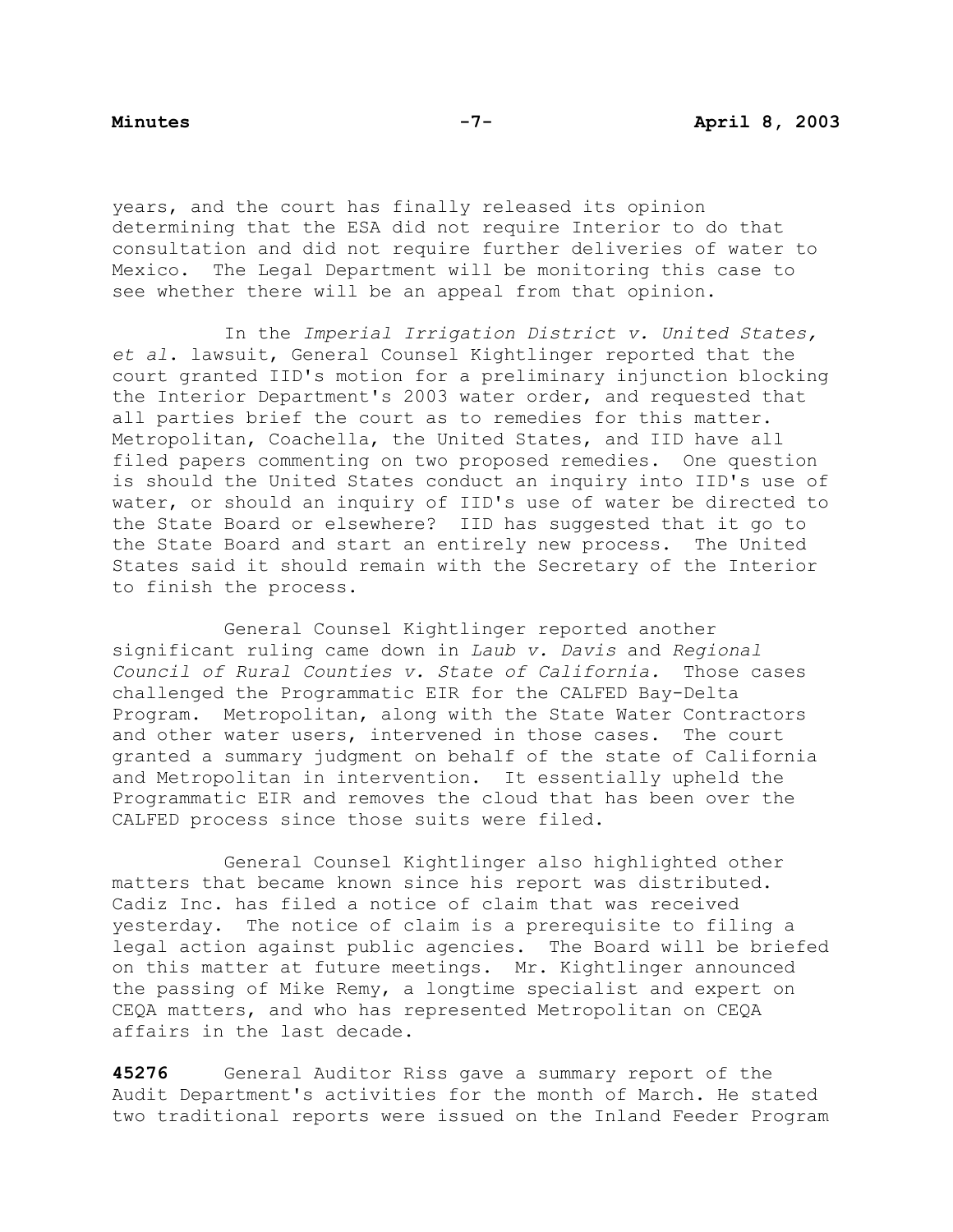years, and the court has finally released its opinion determining that the ESA did not require Interior to do that consultation and did not require further deliveries of water to Mexico. The Legal Department will be monitoring this case to see whether there will be an appeal from that opinion.

In the *Imperial Irrigation District v. United States, et al*. lawsuit, General Counsel Kightlinger reported that the court granted IID's motion for a preliminary injunction blocking the Interior Department's 2003 water order, and requested that all parties brief the court as to remedies for this matter. Metropolitan, Coachella, the United States, and IID have all filed papers commenting on two proposed remedies. One question is should the United States conduct an inquiry into IID's use of water, or should an inquiry of IID's use of water be directed to the State Board or elsewhere? IID has suggested that it go to the State Board and start an entirely new process. The United States said it should remain with the Secretary of the Interior to finish the process.

General Counsel Kightlinger reported another significant ruling came down in *Laub v. Davis* and *Regional Council of Rural Counties v. State of California.* Those cases challenged the Programmatic EIR for the CALFED Bay-Delta Program. Metropolitan, along with the State Water Contractors and other water users, intervened in those cases. The court granted a summary judgment on behalf of the state of California and Metropolitan in intervention. It essentially upheld the Programmatic EIR and removes the cloud that has been over the CALFED process since those suits were filed.

General Counsel Kightlinger also highlighted other matters that became known since his report was distributed. Cadiz Inc. has filed a notice of claim that was received yesterday. The notice of claim is a prerequisite to filing a legal action against public agencies. The Board will be briefed on this matter at future meetings. Mr. Kightlinger announced the passing of Mike Remy, a longtime specialist and expert on CEQA matters, and who has represented Metropolitan on CEQA affairs in the last decade.

**45276** General Auditor Riss gave a summary report of the Audit Department's activities for the month of March. He stated two traditional reports were issued on the Inland Feeder Program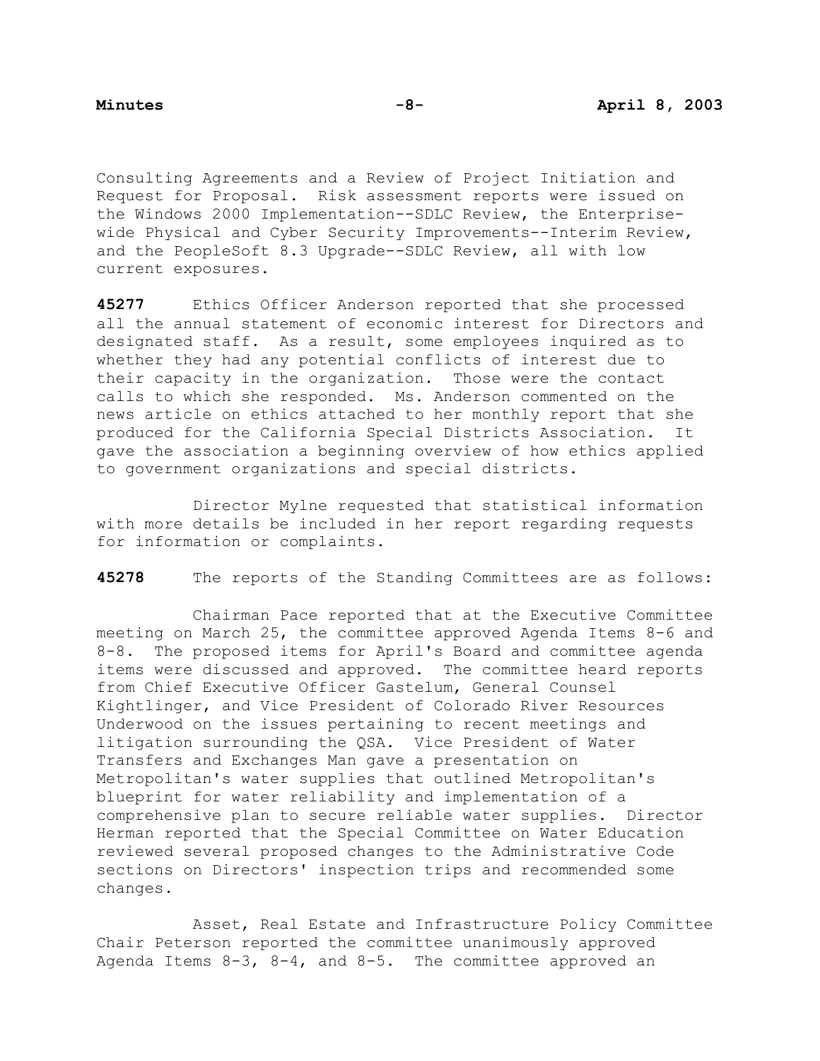Consulting Agreements and a Review of Project Initiation and Request for Proposal. Risk assessment reports were issued on the Windows 2000 Implementation--SDLC Review, the Enterprise-wide Physical and Cyber Security Improvements--Interim Review, and the PeopleSoft 8.3 Upgrade--SDLC Review, all with low current exposures.

**45277** Ethics Officer Anderson reported that she processed all the annual statement of economic interest for Directors and designated staff. As a result, some employees inquired as to whether they had any potential conflicts of interest due to their capacity in the organization. Those were the contact calls to which she responded. Ms. Anderson commented on the news article on ethics attached to her monthly report that she produced for the California Special Districts Association. It gave the association a beginning overview of how ethics applied to government organizations and special districts.

Director Mylne requested that statistical information with more details be included in her report regarding requests for information or complaints.

**45278** The reports of the Standing Committees are as follows:

Chairman Pace reported that at the Executive Committee meeting on March 25, the committee approved Agenda Items 8-6 and 8-8. The proposed items for April's Board and committee agenda items were discussed and approved. The committee heard reports from Chief Executive Officer Gastelum, General Counsel Kightlinger, and Vice President of Colorado River Resources Underwood on the issues pertaining to recent meetings and litigation surrounding the QSA. Vice President of Water Transfers and Exchanges Man gave a presentation on Metropolitan's water supplies that outlined Metropolitan's blueprint for water reliability and implementation of a comprehensive plan to secure reliable water supplies. Director Herman reported that the Special Committee on Water Education reviewed several proposed changes to the Administrative Code sections on Directors' inspection trips and recommended some changes.

Asset, Real Estate and Infrastructure Policy Committee Chair Peterson reported the committee unanimously approved Agenda Items 8-3, 8-4, and 8-5. The committee approved an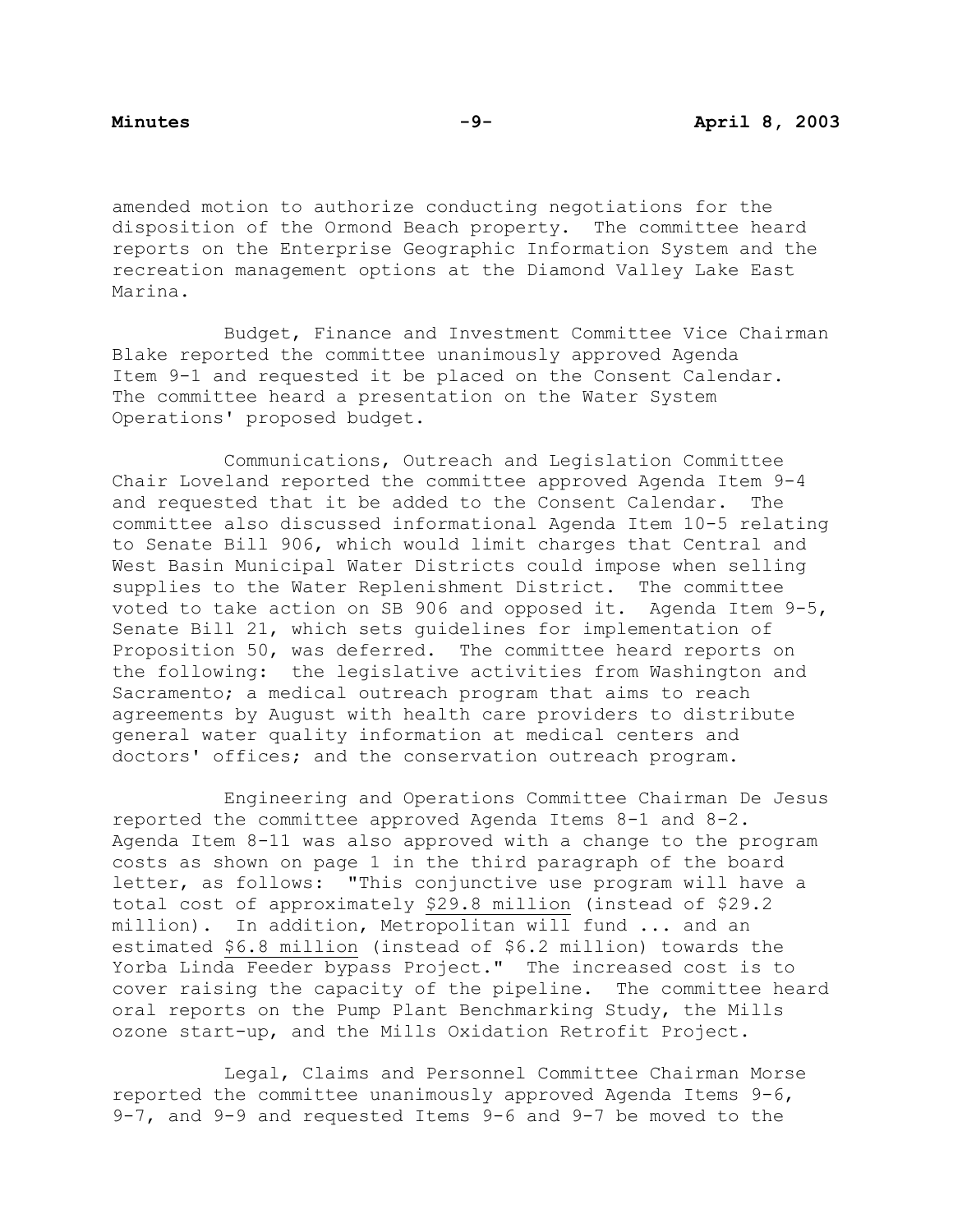amended motion to authorize conducting negotiations for the disposition of the Ormond Beach property. The committee heard reports on the Enterprise Geographic Information System and the recreation management options at the Diamond Valley Lake East Marina.

Budget, Finance and Investment Committee Vice Chairman Blake reported the committee unanimously approved Agenda Item 9-1 and requested it be placed on the Consent Calendar. The committee heard a presentation on the Water System Operations' proposed budget.

Communications, Outreach and Legislation Committee Chair Loveland reported the committee approved Agenda Item 9-4 and requested that it be added to the Consent Calendar. The committee also discussed informational Agenda Item 10-5 relating to Senate Bill 906, which would limit charges that Central and West Basin Municipal Water Districts could impose when selling supplies to the Water Replenishment District. The committee voted to take action on SB 906 and opposed it. Agenda Item 9-5, Senate Bill 21, which sets guidelines for implementation of Proposition 50, was deferred. The committee heard reports on the following: the legislative activities from Washington and Sacramento; a medical outreach program that aims to reach agreements by August with health care providers to distribute general water quality information at medical centers and doctors' offices; and the conservation outreach program.

Engineering and Operations Committee Chairman De Jesus reported the committee approved Agenda Items 8-1 and 8-2. Agenda Item 8-11 was also approved with a change to the program costs as shown on page 1 in the third paragraph of the board letter, as follows: "This conjunctive use program will have a total cost of approximately <u>$29.8 million</u> (instead of $29.2 million). In addition, Metropolitan will fund ... and an estimated <u>$6.8 million</u> (instead of $6.2 million) towards the Yorba Linda Feeder bypass Project." The increased cost is to cover raising the capacity of the pipeline. The committee heard oral reports on the Pump Plant Benchmarking Study, the Mills ozone start-up, and the Mills Oxidation Retrofit Project.

Legal, Claims and Personnel Committee Chairman Morse reported the committee unanimously approved Agenda Items 9-6, 9-7, and 9-9 and requested Items 9-6 and 9-7 be moved to the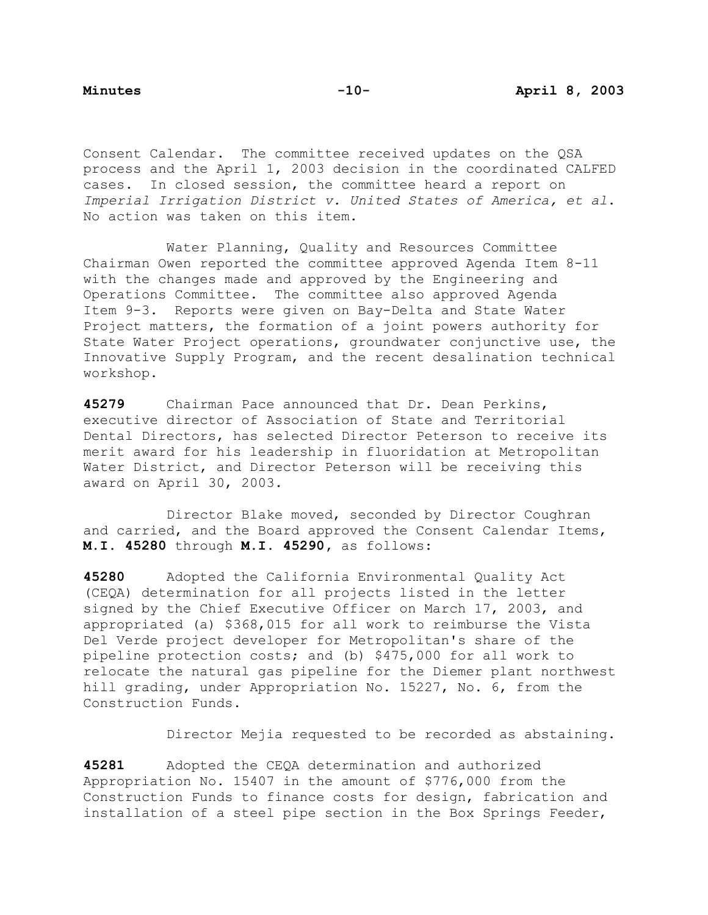Consent Calendar. The committee received updates on the QSA process and the April 1, 2003 decision in the coordinated CALFED cases. In closed session, the committee heard a report on *Imperial Irrigation District v. United States of America, et al.* No action was taken on this item.

Water Planning, Quality and Resources Committee Chairman Owen reported the committee approved Agenda Item 8-11 with the changes made and approved by the Engineering and Operations Committee. The committee also approved Agenda Item 9-3. Reports were given on Bay-Delta and State Water Project matters, the formation of a joint powers authority for State Water Project operations, groundwater conjunctive use, the Innovative Supply Program, and the recent desalination technical workshop.

**45279** Chairman Pace announced that Dr. Dean Perkins, executive director of Association of State and Territorial Dental Directors, has selected Director Peterson to receive its merit award for his leadership in fluoridation at Metropolitan Water District, and Director Peterson will be receiving this award on April 30, 2003.

Director Blake moved, seconded by Director Coughran and carried, and the Board approved the Consent Calendar Items, **M.I. 45280** through **M.I. 45290**, as follows:

**45280** Adopted the California Environmental Quality Act (CEQA) determination for all projects listed in the letter signed by the Chief Executive Officer on March 17, 2003, and appropriated (a) $368,015 for all work to reimburse the Vista Del Verde project developer for Metropolitan's share of the pipeline protection costs; and (b) $475,000 for all work to relocate the natural gas pipeline for the Diemer plant northwest hill grading, under Appropriation No. 15227, No. 6, from the Construction Funds.

Director Mejia requested to be recorded as abstaining.

**45281** Adopted the CEQA determination and authorized Appropriation No. 15407 in the amount of $776,000 from the Construction Funds to finance costs for design, fabrication and installation of a steel pipe section in the Box Springs Feeder,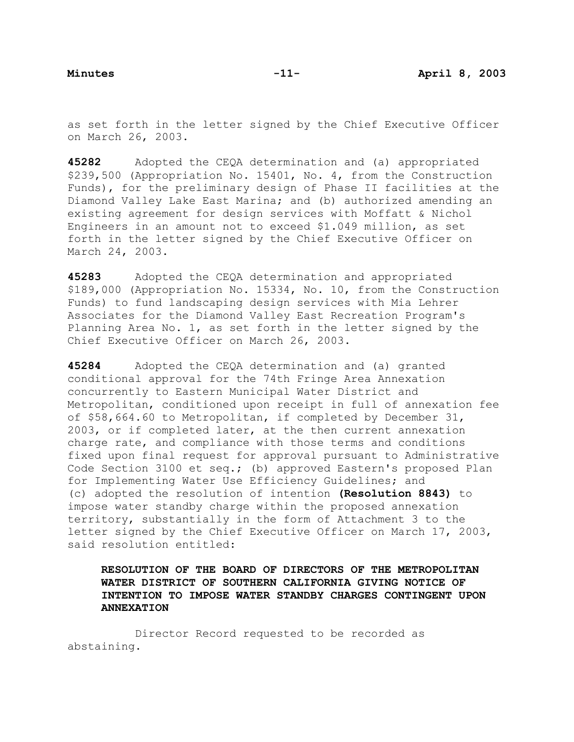as set forth in the letter signed by the Chief Executive Officer on March 26, 2003.

**45282** Adopted the CEQA determination and (a) appropriated $239,500 (Appropriation No. 15401, No. 4, from the Construction Funds), for the preliminary design of Phase II facilities at the Diamond Valley Lake East Marina; and (b) authorized amending an existing agreement for design services with Moffatt & Nichol Engineers in an amount not to exceed $1.049 million, as set forth in the letter signed by the Chief Executive Officer on March 24, 2003.

**45283** Adopted the CEQA determination and appropriated $189,000 (Appropriation No. 15334, No. 10, from the Construction Funds) to fund landscaping design services with Mia Lehrer Associates for the Diamond Valley East Recreation Program's Planning Area No. 1, as set forth in the letter signed by the Chief Executive Officer on March 26, 2003.

**45284** Adopted the CEQA determination and (a) granted conditional approval for the 74th Fringe Area Annexation concurrently to Eastern Municipal Water District and Metropolitan, conditioned upon receipt in full of annexation fee of $58,664.60 to Metropolitan, if completed by December 31, 2003, or if completed later, at the then current annexation charge rate, and compliance with those terms and conditions fixed upon final request for approval pursuant to Administrative Code Section 3100 et seq.; (b) approved Eastern's proposed Plan for Implementing Water Use Efficiency Guidelines; and (c) adopted the resolution of intention **(Resolution 8843)** to impose water standby charge within the proposed annexation territory, substantially in the form of Attachment 3 to the letter signed by the Chief Executive Officer on March 17, 2003, said resolution entitled:

> **RESOLUTION OF THE BOARD OF DIRECTORS OF THE METROPOLITAN WATER DISTRICT OF SOUTHERN CALIFORNIA GIVING NOTICE OF INTENTION TO IMPOSE WATER STANDBY CHARGES CONTINGENT UPON ANNEXATION**

Director Record requested to be recorded as abstaining.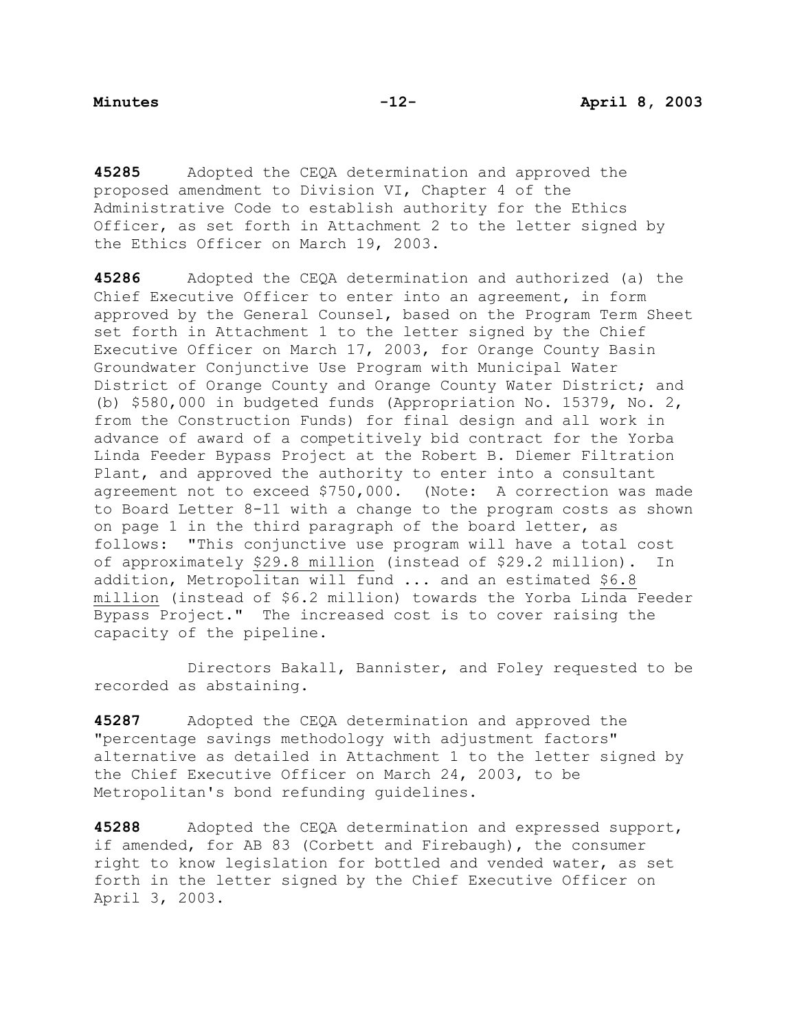**45285** Adopted the CEQA determination and approved the proposed amendment to Division VI, Chapter 4 of the Administrative Code to establish authority for the Ethics Officer, as set forth in Attachment 2 to the letter signed by the Ethics Officer on March 19, 2003.

**45286** Adopted the CEQA determination and authorized (a) the Chief Executive Officer to enter into an agreement, in form approved by the General Counsel, based on the Program Term Sheet set forth in Attachment 1 to the letter signed by the Chief Executive Officer on March 17, 2003, for Orange County Basin Groundwater Conjunctive Use Program with Municipal Water District of Orange County and Orange County Water District; and (b) $580,000 in budgeted funds (Appropriation No. 15379, No. 2, from the Construction Funds) for final design and all work in advance of award of a competitively bid contract for the Yorba Linda Feeder Bypass Project at the Robert B. Diemer Filtration Plant, and approved the authority to enter into a consultant agreement not to exceed $750,000. (Note: A correction was made to Board Letter 8-11 with a change to the program costs as shown on page 1 in the third paragraph of the board letter, as follows: "This conjunctive use program will have a total cost of approximately <u>$29.8 million</u> (instead of $29.2 million). In addition, Metropolitan will fund ... and an estimated <u>$6.8 million</u> (instead of $6.2 million) towards the Yorba Linda Feeder Bypass Project." The increased cost is to cover raising the capacity of the pipeline.

Directors Bakall, Bannister, and Foley requested to be recorded as abstaining.

**45287** Adopted the CEQA determination and approved the "percentage savings methodology with adjustment factors" alternative as detailed in Attachment 1 to the letter signed by the Chief Executive Officer on March 24, 2003, to be Metropolitan's bond refunding guidelines.

**45288** Adopted the CEQA determination and expressed support, if amended, for AB 83 (Corbett and Firebaugh), the consumer right to know legislation for bottled and vended water, as set forth in the letter signed by the Chief Executive Officer on April 3, 2003.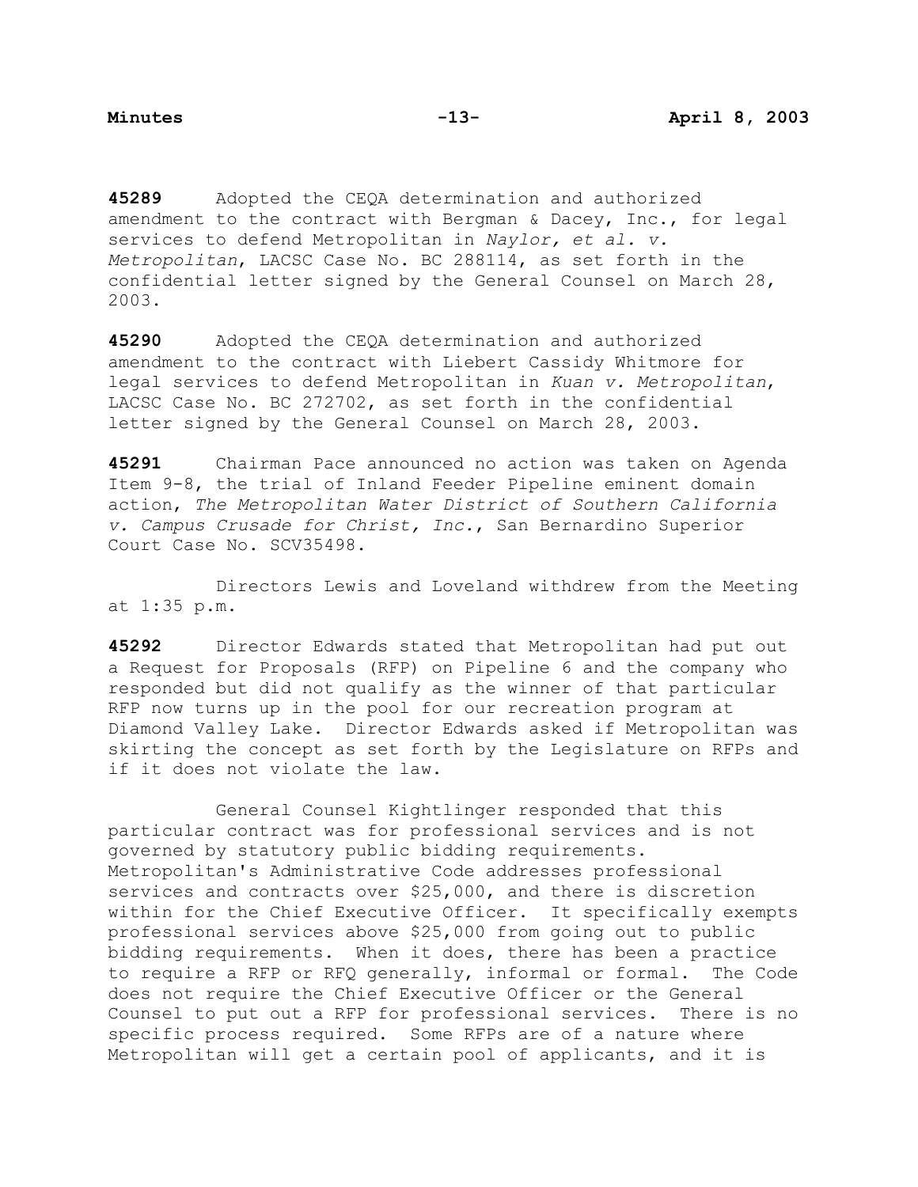**45289** Adopted the CEQA determination and authorized amendment to the contract with Bergman & Dacey, Inc., for legal services to defend Metropolitan in *Naylor, et al. v. Metropolitan*, LACSC Case No. BC 288114, as set forth in the confidential letter signed by the General Counsel on March 28, 2003.

**45290** Adopted the CEQA determination and authorized amendment to the contract with Liebert Cassidy Whitmore for legal services to defend Metropolitan in *Kuan v. Metropolitan*, LACSC Case No. BC 272702, as set forth in the confidential letter signed by the General Counsel on March 28, 2003.

**45291** Chairman Pace announced no action was taken on Agenda Item 9-8, the trial of Inland Feeder Pipeline eminent domain action, *The Metropolitan Water District of Southern California v. Campus Crusade for Christ, Inc.*, San Bernardino Superior Court Case No. SCV35498.

Directors Lewis and Loveland withdrew from the Meeting at 1:35 p.m.

**45292** Director Edwards stated that Metropolitan had put out a Request for Proposals (RFP) on Pipeline 6 and the company who responded but did not qualify as the winner of that particular RFP now turns up in the pool for our recreation program at Diamond Valley Lake. Director Edwards asked if Metropolitan was skirting the concept as set forth by the Legislature on RFPs and if it does not violate the law.

General Counsel Kightlinger responded that this particular contract was for professional services and is not governed by statutory public bidding requirements. Metropolitan's Administrative Code addresses professional services and contracts over $25,000, and there is discretion within for the Chief Executive Officer. It specifically exempts professional services above $25,000 from going out to public bidding requirements. When it does, there has been a practice to require a RFP or RFQ generally, informal or formal. The Code does not require the Chief Executive Officer or the General Counsel to put out a RFP for professional services. There is no specific process required. Some RFPs are of a nature where Metropolitan will get a certain pool of applicants, and it is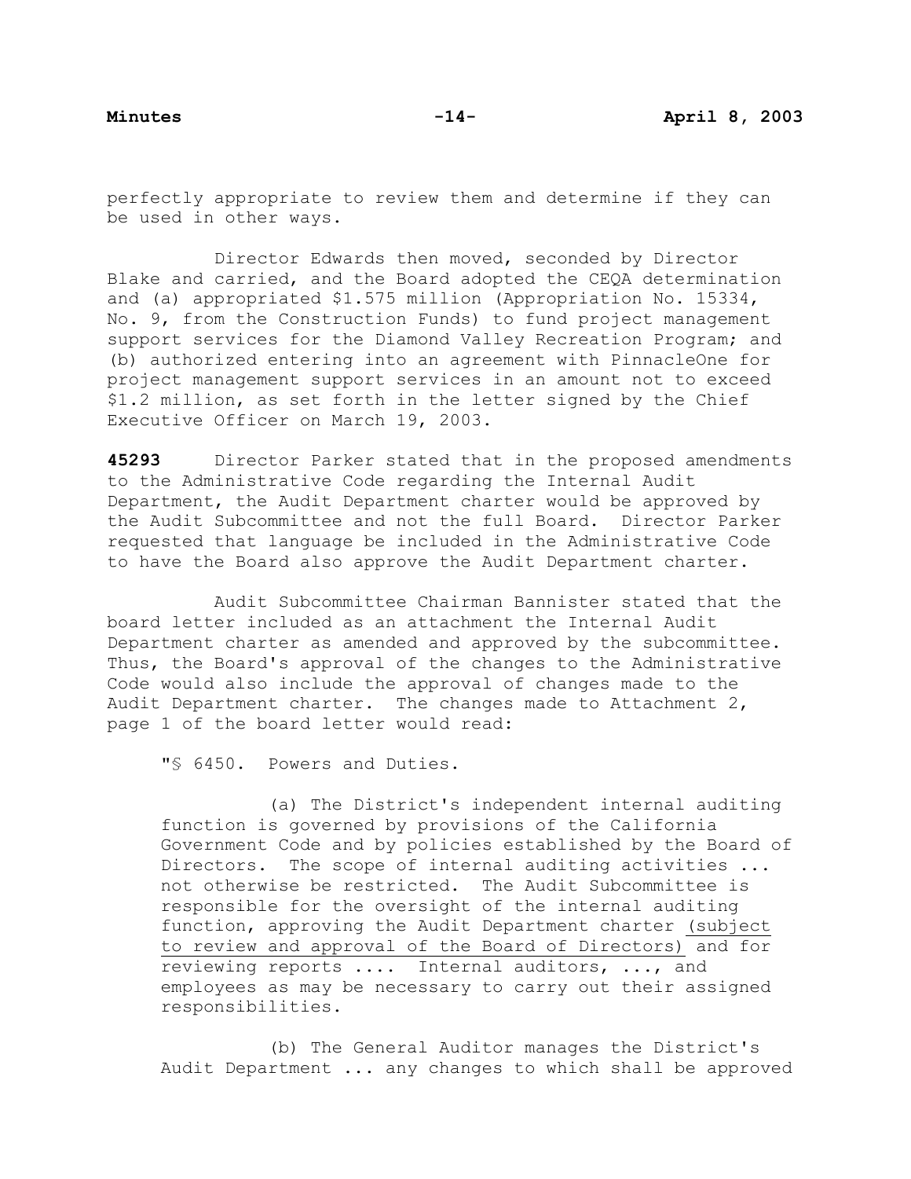perfectly appropriate to review them and determine if they can be used in other ways.

Director Edwards then moved, seconded by Director Blake and carried, and the Board adopted the CEQA determination and (a) appropriated $1.575 million (Appropriation No. 15334, No. 9, from the Construction Funds) to fund project management support services for the Diamond Valley Recreation Program; and (b) authorized entering into an agreement with PinnacleOne for project management support services in an amount not to exceed $1.2 million, as set forth in the letter signed by the Chief Executive Officer on March 19, 2003.

**45293** Director Parker stated that in the proposed amendments to the Administrative Code regarding the Internal Audit Department, the Audit Department charter would be approved by the Audit Subcommittee and not the full Board. Director Parker requested that language be included in the Administrative Code to have the Board also approve the Audit Department charter.

Audit Subcommittee Chairman Bannister stated that the board letter included as an attachment the Internal Audit Department charter as amended and approved by the subcommittee. Thus, the Board's approval of the changes to the Administrative Code would also include the approval of changes made to the Audit Department charter. The changes made to Attachment 2, page 1 of the board letter would read:

> "§ 6450. Powers and Duties.
>
> (a) The District's independent internal auditing function is governed by provisions of the California Government Code and by policies established by the Board of Directors. The scope of internal auditing activities ... not otherwise be restricted. The Audit Subcommittee is responsible for the oversight of the internal auditing function, approving the Audit Department charter <u>(subject to review and approval of the Board of Directors)</u> and for reviewing reports .... Internal auditors, ..., and employees as may be necessary to carry out their assigned responsibilities.
>
> (b) The General Auditor manages the District's Audit Department ... any changes to which shall be approved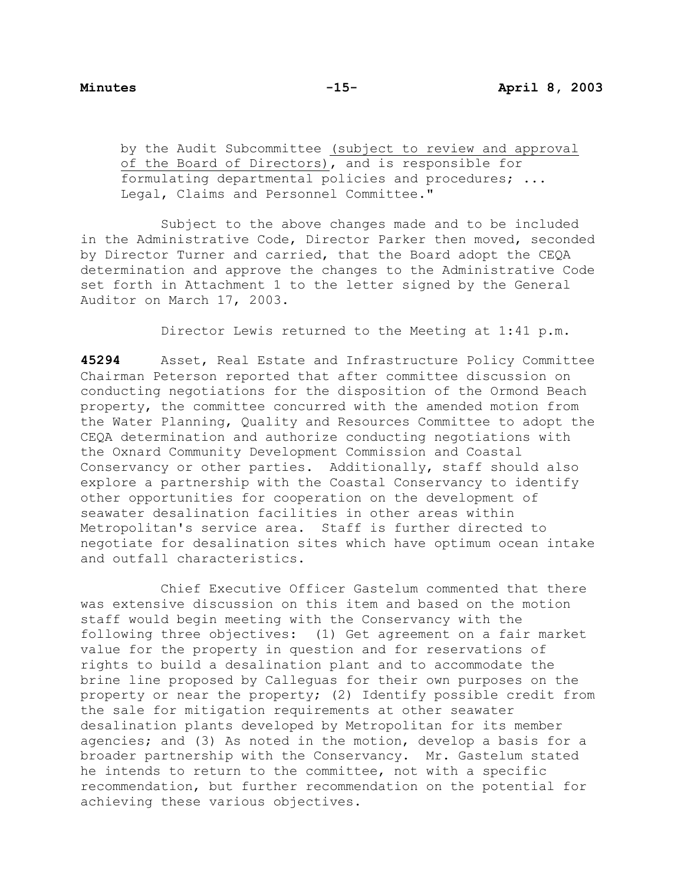by the Audit Subcommittee <u>(subject to review and approval of the Board of Directors)</u>, and is responsible for formulating departmental policies and procedures; ... Legal, Claims and Personnel Committee."

Subject to the above changes made and to be included in the Administrative Code, Director Parker then moved, seconded by Director Turner and carried, that the Board adopt the CEQA determination and approve the changes to the Administrative Code set forth in Attachment 1 to the letter signed by the General Auditor on March 17, 2003.

Director Lewis returned to the Meeting at 1:41 p.m.

**45294** Asset, Real Estate and Infrastructure Policy Committee Chairman Peterson reported that after committee discussion on conducting negotiations for the disposition of the Ormond Beach property, the committee concurred with the amended motion from the Water Planning, Quality and Resources Committee to adopt the CEQA determination and authorize conducting negotiations with the Oxnard Community Development Commission and Coastal Conservancy or other parties. Additionally, staff should also explore a partnership with the Coastal Conservancy to identify other opportunities for cooperation on the development of seawater desalination facilities in other areas within Metropolitan's service area. Staff is further directed to negotiate for desalination sites which have optimum ocean intake and outfall characteristics.

Chief Executive Officer Gastelum commented that there was extensive discussion on this item and based on the motion staff would begin meeting with the Conservancy with the following three objectives: (1) Get agreement on a fair market value for the property in question and for reservations of rights to build a desalination plant and to accommodate the brine line proposed by Calleguas for their own purposes on the property or near the property; (2) Identify possible credit from the sale for mitigation requirements at other seawater desalination plants developed by Metropolitan for its member agencies; and (3) As noted in the motion, develop a basis for a broader partnership with the Conservancy. Mr. Gastelum stated he intends to return to the committee, not with a specific recommendation, but further recommendation on the potential for achieving these various objectives.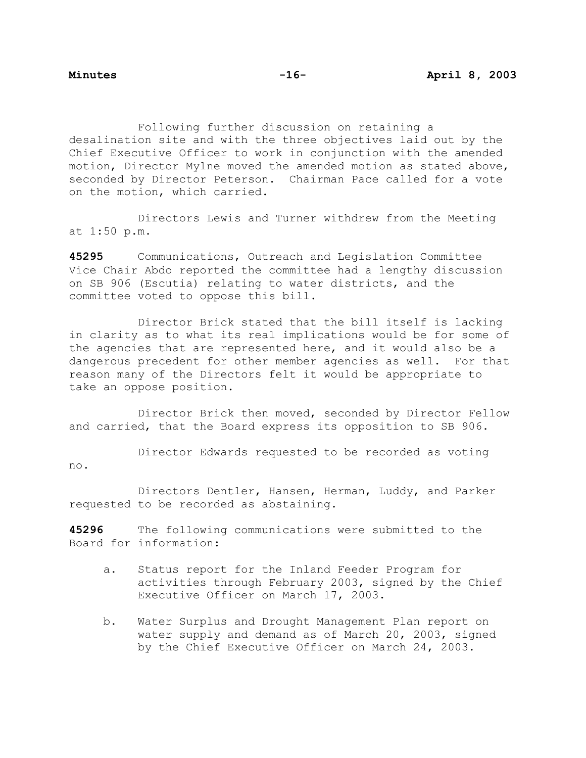Following further discussion on retaining a desalination site and with the three objectives laid out by the Chief Executive Officer to work in conjunction with the amended motion, Director Mylne moved the amended motion as stated above, seconded by Director Peterson. Chairman Pace called for a vote on the motion, which carried.

Directors Lewis and Turner withdrew from the Meeting at 1:50 p.m.

**45295** Communications, Outreach and Legislation Committee Vice Chair Abdo reported the committee had a lengthy discussion on SB 906 (Escutia) relating to water districts, and the committee voted to oppose this bill.

Director Brick stated that the bill itself is lacking in clarity as to what its real implications would be for some of the agencies that are represented here, and it would also be a dangerous precedent for other member agencies as well. For that reason many of the Directors felt it would be appropriate to take an oppose position.

Director Brick then moved, seconded by Director Fellow and carried, that the Board express its opposition to SB 906.

Director Edwards requested to be recorded as voting no.

Directors Dentler, Hansen, Herman, Luddy, and Parker requested to be recorded as abstaining.

**45296** The following communications were submitted to the Board for information:

a. Status report for the Inland Feeder Program for activities through February 2003, signed by the Chief Executive Officer on March 17, 2003.

b. Water Surplus and Drought Management Plan report on water supply and demand as of March 20, 2003, signed by the Chief Executive Officer on March 24, 2003.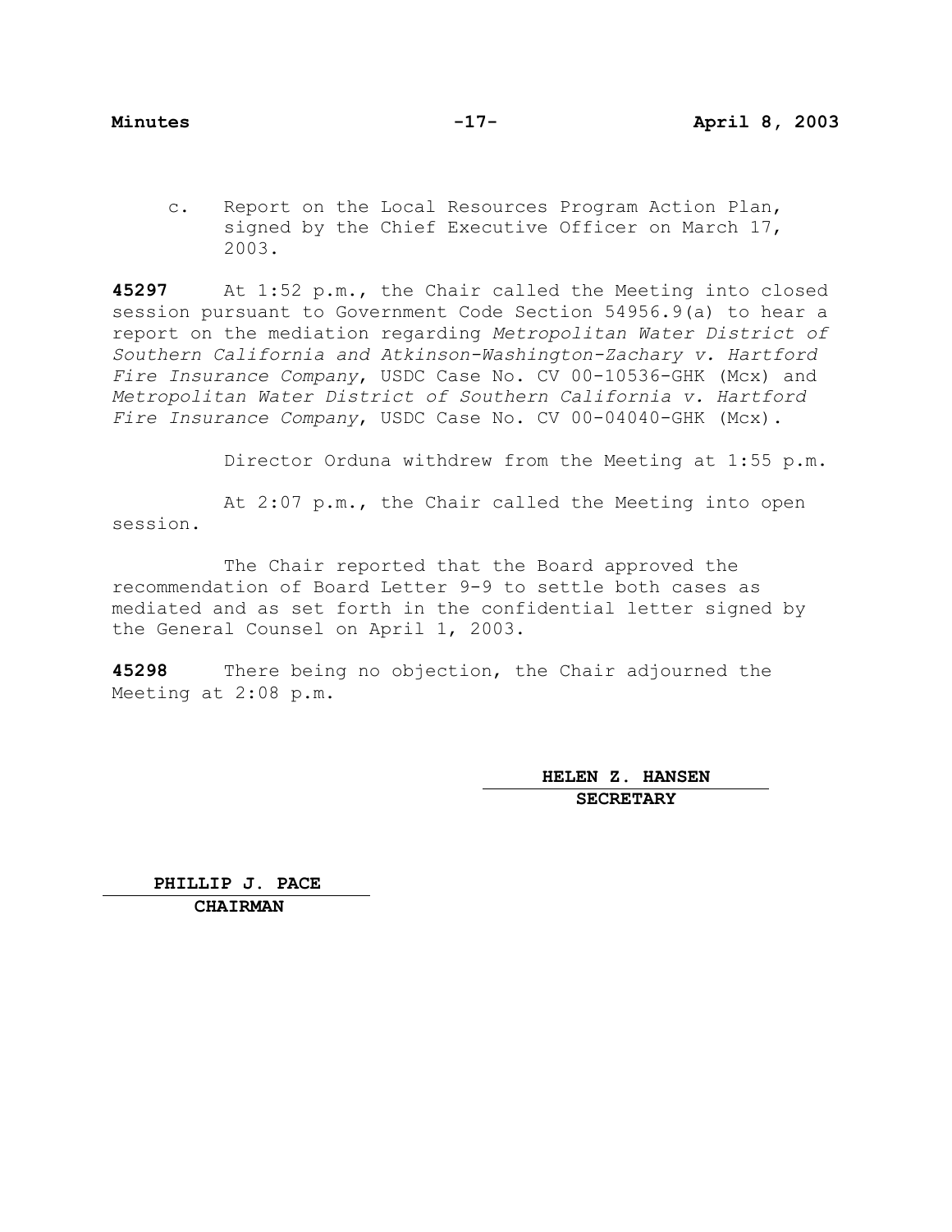c. Report on the Local Resources Program Action Plan, signed by the Chief Executive Officer on March 17, 2003.

**45297** At 1:52 p.m., the Chair called the Meeting into closed session pursuant to Government Code Section 54956.9(a) to hear a report on the mediation regarding *Metropolitan Water District of Southern California and Atkinson-Washington-Zachary v. Hartford Fire Insurance Company*, USDC Case No. CV 00-10536-GHK (Mcx) and *Metropolitan Water District of Southern California v. Hartford Fire Insurance Company*, USDC Case No. CV 00-04040-GHK (Mcx).

Director Orduna withdrew from the Meeting at 1:55 p.m.

At 2:07 p.m., the Chair called the Meeting into open session.

The Chair reported that the Board approved the recommendation of Board Letter 9-9 to settle both cases as mediated and as set forth in the confidential letter signed by the General Counsel on April 1, 2003.

**45298** There being no objection, the Chair adjourned the Meeting at 2:08 p.m.

**HELEN Z. HANSEN**
**SECRETARY**

**PHILLIP J. PACE**
**CHAIRMAN**